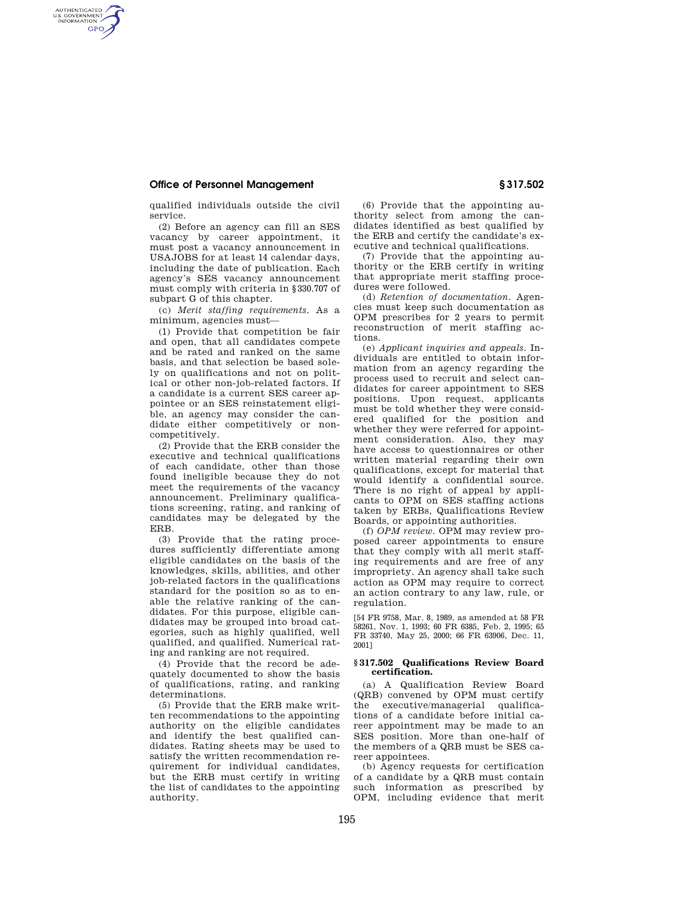qualified individuals outside the civil service.

(2) Before an agency can fill an SES vacancy by career appointment, it must post a vacancy announcement in USAJOBS for at least 14 calendar days, including the date of publication. Each agency's SES vacancy announcement must comply with criteria in §330.707 of subpart G of this chapter.

(c) *Merit staffing requirements.* As a minimum, agencies must—

(1) Provide that competition be fair and open, that all candidates compete and be rated and ranked on the same basis, and that selection be based solely on qualifications and not on political or other non-job-related factors. If a candidate is a current SES career appointee or an SES reinstatement eligible, an agency may consider the candidate either competitively or noncompetitively.

(2) Provide that the ERB consider the executive and technical qualifications of each candidate, other than those found ineligible because they do not meet the requirements of the vacancy announcement. Preliminary qualifications screening, rating, and ranking of candidates may be delegated by the ERB.

(3) Provide that the rating procedures sufficiently differentiate among eligible candidates on the basis of the knowledges, skills, abilities, and other job-related factors in the qualifications standard for the position so as to enable the relative ranking of the candidates. For this purpose, eligible candidates may be grouped into broad categories, such as highly qualified, well qualified, and qualified. Numerical rating and ranking are not required.

(4) Provide that the record be adequately documented to show the basis of qualifications, rating, and ranking determinations.

(5) Provide that the ERB make written recommendations to the appointing authority on the eligible candidates and identify the best qualified candidates. Rating sheets may be used to satisfy the written recommendation requirement for individual candidates, but the ERB must certify in writing the list of candidates to the appointing authority.

(6) Provide that the appointing authority select from among the candidates identified as best qualified by the ERB and certify the candidate's executive and technical qualifications.

(7) Provide that the appointing authority or the ERB certify in writing that appropriate merit staffing procedures were followed.

(d) *Retention of documentation.* Agencies must keep such documentation as OPM prescribes for 2 years to permit reconstruction of merit staffing actions.

(e) *Applicant inquiries and appeals.* Individuals are entitled to obtain information from an agency regarding the process used to recruit and select candidates for career appointment to SES positions. Upon request, applicants must be told whether they were considered qualified for the position and whether they were referred for appointment consideration. Also, they may have access to questionnaires or other written material regarding their own qualifications, except for material that would identify a confidential source. There is no right of appeal by applicants to OPM on SES staffing actions taken by ERBs, Qualifications Review Boards, or appointing authorities.

(f) *OPM review.* OPM may review proposed career appointments to ensure that they comply with all merit staffing requirements and are free of any impropriety. An agency shall take such action as OPM may require to correct an action contrary to any law, rule, or regulation.

[54 FR 9758, Mar. 8, 1989, as amended at 58 FR 58261, Nov. 1, 1993; 60 FR 6385, Feb. 2, 1995; 65 FR 33740, May 25, 2000; 66 FR 63906, Dec. 11, 2001]

### §317.502 Qualifications Review Board certification.

(a) A Qualification Review Board (QRB) convened by OPM must certify the executive/managerial qualifications of a candidate before initial career appointment may be made to an SES position. More than one-half of the members of a QRB must be SES career appointees.

(b) Agency requests for certification of a candidate by a QRB must contain such information as prescribed by OPM, including evidence that merit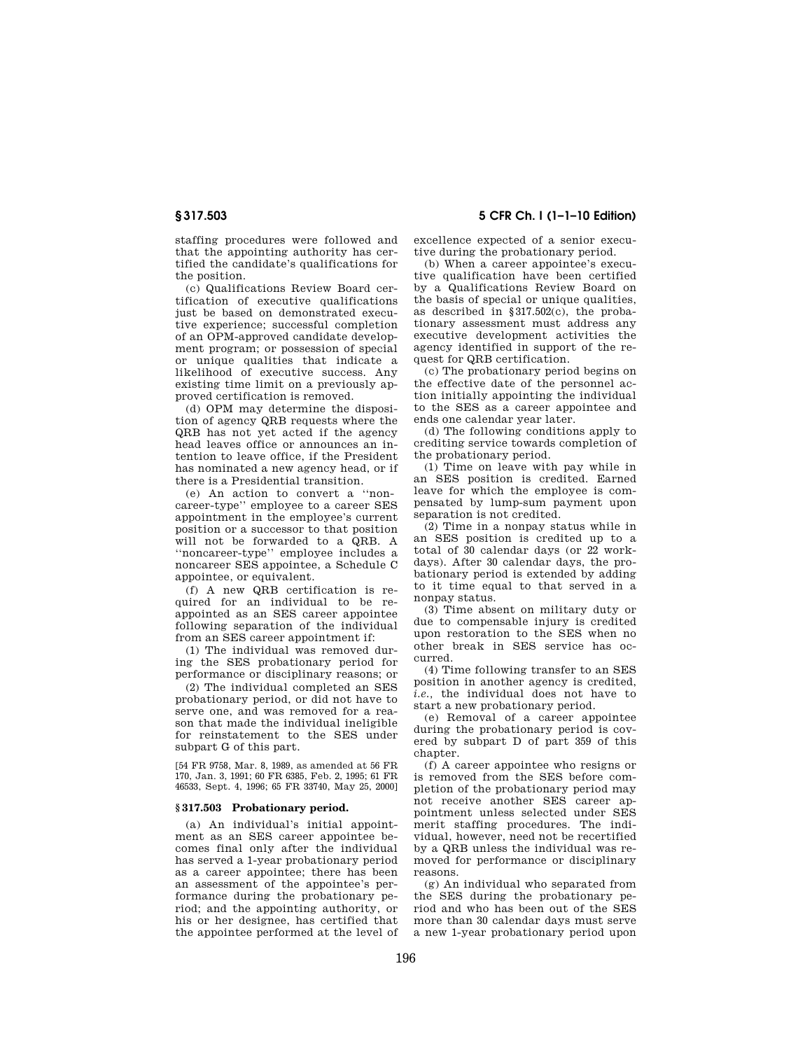staffing procedures were followed and that the appointing authority has certified the candidate's qualifications for the position.

(c) Qualifications Review Board certification of executive qualifications just be based on demonstrated executive experience; successful completion of an OPM-approved candidate development program; or possession of special or unique qualities that indicate a likelihood of executive success. Any existing time limit on a previously approved certification is removed.

(d) OPM may determine the disposition of agency QRB requests where the QRB has not yet acted if the agency head leaves office or announces an intention to leave office, if the President has nominated a new agency head, or if there is a Presidential transition.

(e) An action to convert a ''noncareer-type'' employee to a career SES appointment in the employee's current position or a successor to that position will not be forwarded to a QRB. A ''noncareer-type'' employee includes a noncareer SES appointee, a Schedule C appointee, or equivalent.

(f) A new QRB certification is required for an individual to be reappointed as an SES career appointee following separation of the individual from an SES career appointment if:

(1) The individual was removed during the SES probationary period for performance or disciplinary reasons; or

(2) The individual completed an SES probationary period, or did not have to serve one, and was removed for a reason that made the individual ineligible for reinstatement to the SES under subpart G of this part.

[54 FR 9758, Mar. 8, 1989, as amended at 56 FR 170, Jan. 3, 1991; 60 FR 6385, Feb. 2, 1995; 61 FR 46533, Sept. 4, 1996; 65 FR 33740, May 25, 2000]

## § 317.503 Probationary period.

(a) An individual's initial appointment as an SES career appointee becomes final only after the individual has served a 1-year probationary period as a career appointee; there has been an assessment of the appointee's performance during the probationary period; and the appointing authority, or his or her designee, has certified that the appointee performed at the level of excellence expected of a senior executive during the probationary period.

(b) When a career appointee's executive qualification have been certified by a Qualifications Review Board on the basis of special or unique qualities, as described in §317.502(c), the probationary assessment must address any executive development activities the agency identified in support of the request for QRB certification.

(c) The probationary period begins on the effective date of the personnel action initially appointing the individual to the SES as a career appointee and ends one calendar year later.

(d) The following conditions apply to crediting service towards completion of the probationary period.

(1) Time on leave with pay while in an SES position is credited. Earned leave for which the employee is compensated by lump-sum payment upon separation is not credited.

(2) Time in a nonpay status while in an SES position is credited up to a total of 30 calendar days (or 22 workdays). After 30 calendar days, the probationary period is extended by adding to it time equal to that served in a nonpay status.

(3) Time absent on military duty or due to compensable injury is credited upon restoration to the SES when no other break in SES service has occurred.

(4) Time following transfer to an SES position in another agency is credited, *i.e.*, the individual does not have to start a new probationary period.

(e) Removal of a career appointee during the probationary period is covered by subpart D of part 359 of this chapter.

(f) A career appointee who resigns or is removed from the SES before completion of the probationary period may not receive another SES career appointment unless selected under SES merit staffing procedures. The individual, however, need not be recertified by a QRB unless the individual was removed for performance or disciplinary reasons.

(g) An individual who separated from the SES during the probationary period and who has been out of the SES more than 30 calendar days must serve a new 1-year probationary period upon